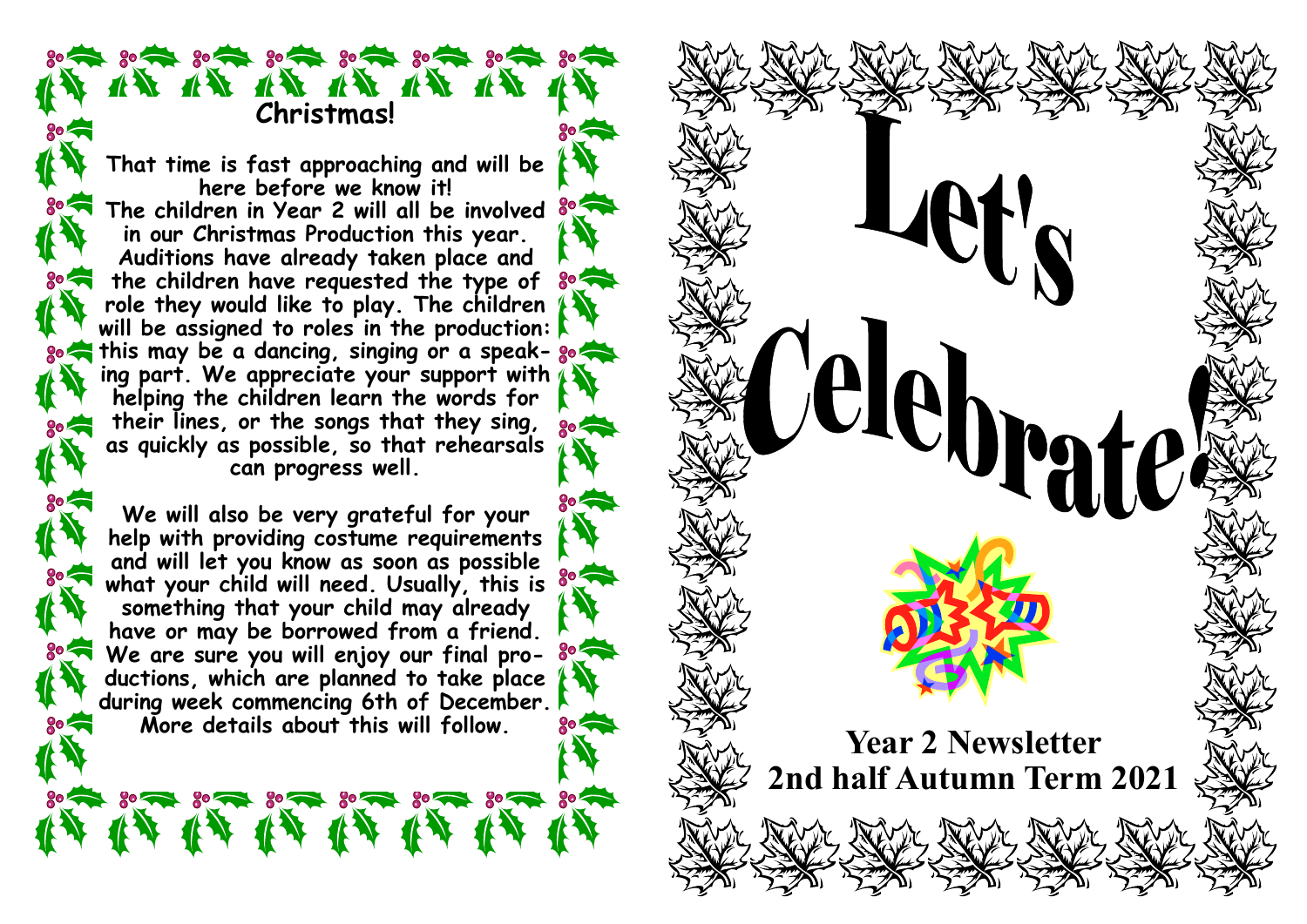## Christmas!

That time is fast approaching and will be here before we know it! The children in Year 2 will all be involved in our Christmas Production this year. Auditions have already taken place and the children have requested the type of role they would like to play. The children will be assigned to roles in the production: this may be a dancing, singing or a speaking part. We appreciate your support with helping the children learn the words for their lines, or the songs that they sing, as quickly as possible, so that rehearsals can progress well.

We will also be very grateful for your help with providing costume requirements and will let you know as soon as possible what your child will need. Usually, this is something that your child may already have or may be borrowed from a friend. We are sure you will enjoy our final productions, which are planned to take place during week commencing 6th of December. More details about this will follow.

# Let's Celebrate!

**Year 2 Newsletter**

**2nd half Autumn Term 2021**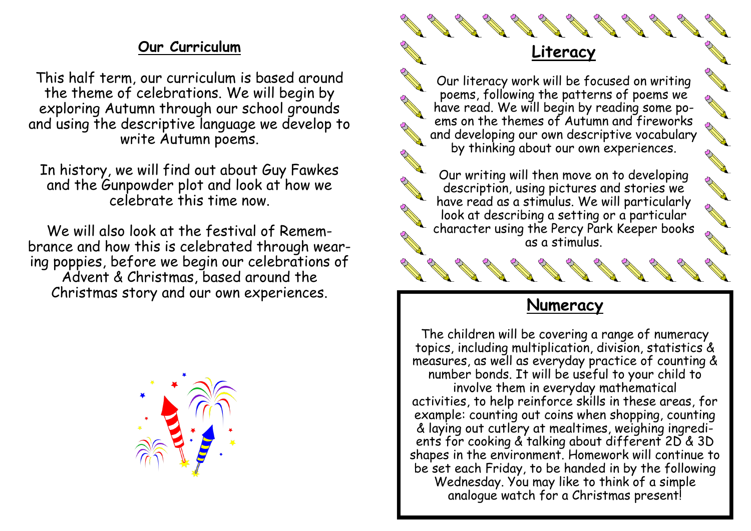## Our Curriculum

This half term, our curriculum is based around the theme of celebrations. We will begin by exploring Autumn through our school grounds and using the descriptive language we develop to write Autumn poems.

In history, we will find out about Guy Fawkes and the Gunpowder plot and look at how we celebrate this time now.

We will also look at the festival of Remembrance and how this is celebrated through wearing poppies, before we begin our celebrations of Advent & Christmas, based around the Christmas story and our own experiences.

## Literacy

Our literacy work will be focused on writing poems, following the patterns of poems we have read. We will begin by reading some poems on the themes of Autumn and fireworks and developing our own descriptive vocabulary by thinking about our own experiences.

Our writing will then move on to developing description, using pictures and stories we have read as a stimulus. We will particularly look at describing a setting or a particular character using the Percy Park Keeper books as a stimulus.

## Numeracy

The children will be covering a range of numeracy topics, including multiplication, division, statistics & measures, as well as everyday practice of counting & number bonds. It will be useful to your child to involve them in everyday mathematical activities, to help reinforce skills in these areas, for example: counting out coins when shopping, counting & laying out cutlery at mealtimes, weighing ingredients for cooking & talking about different 2D & 3D shapes in the environment. Homework will continue to be set each Friday, to be handed in by the following Wednesday. You may like to think of a simple analogue watch for a Christmas present!